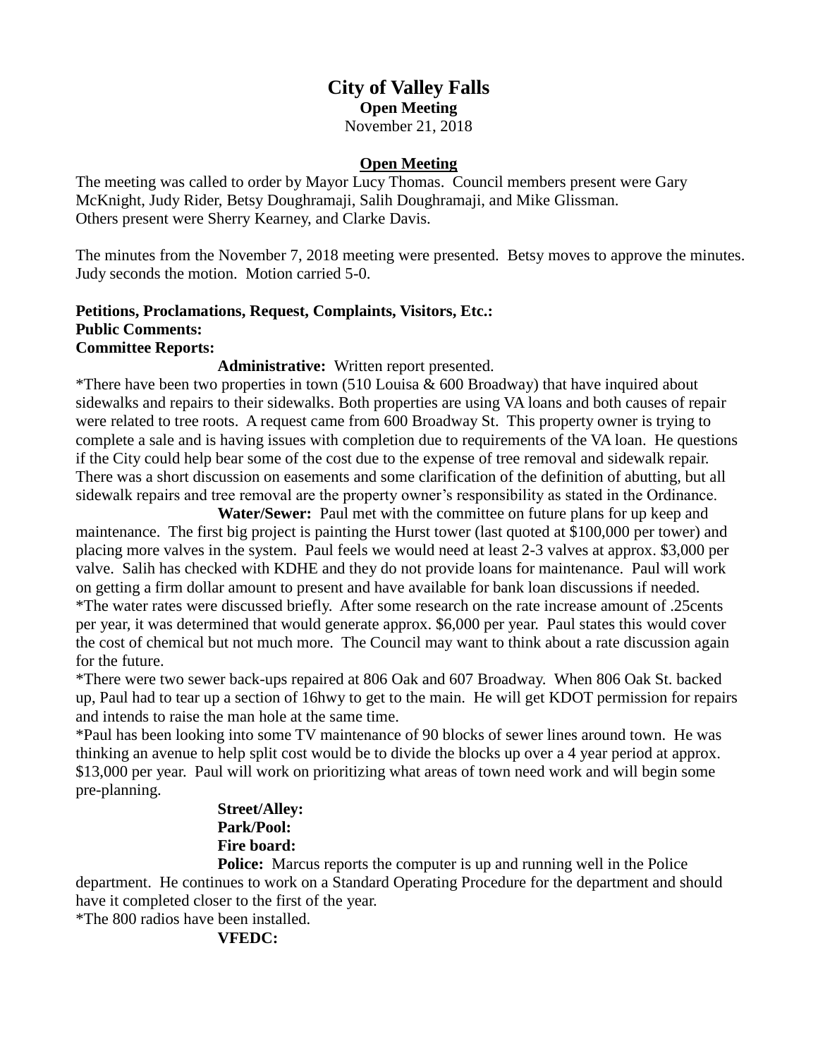# City of Valley Falls

**Open Meeting**

November 21, 2018

## Open Meeting

The meeting was called to order by Mayor Lucy Thomas. Council members present were Gary McKnight, Judy Rider, Betsy Doughramaji, Salih Doughramaji, and Mike Glissman. Others present were Sherry Kearney, and Clarke Davis.

The minutes from the November 7, 2018 meeting were presented. Betsy moves to approve the minutes. Judy seconds the motion. Motion carried 5-0.

**Petitions, Proclamations, Request, Complaints, Visitors, Etc.:**

**Public Comments:**

**Committee Reports:**

**Administrative:** Written report presented.

*There have been two properties in town (510 Louisa & 600 Broadway) that have inquired about sidewalks and repairs to their sidewalks. Both properties are using VA loans and both causes of repair were related to tree roots. A request came from 600 Broadway St. This property owner is trying to complete a sale and is having issues with completion due to requirements of the VA loan. He questions if the City could help bear some of the cost due to the expense of tree removal and sidewalk repair. There was a short discussion on easements and some clarification of the definition of abutting, but all sidewalk repairs and tree removal are the property owner's responsibility as stated in the Ordinance.

**Water/Sewer:** Paul met with the committee on future plans for up keep and maintenance. The first big project is painting the Hurst tower (last quoted at $100,000 per tower) and placing more valves in the system. Paul feels we would need at least 2-3 valves at approx. $3,000 per valve. Salih has checked with KDHE and they do not provide loans for maintenance. Paul will work on getting a firm dollar amount to present and have available for bank loan discussions if needed.

*The water rates were discussed briefly. After some research on the rate increase amount of .25cents per year, it was determined that would generate approx. $6,000 per year. Paul states this would cover the cost of chemical but not much more. The Council may want to think about a rate discussion again for the future.

*There were two sewer back-ups repaired at 806 Oak and 607 Broadway. When 806 Oak St. backed up, Paul had to tear up a section of 16hwy to get to the main. He will get KDOT permission for repairs and intends to raise the man hole at the same time.

*Paul has been looking into some TV maintenance of 90 blocks of sewer lines around town. He was thinking an avenue to help split cost would be to divide the blocks up over a 4 year period at approx. $13,000 per year. Paul will work on prioritizing what areas of town need work and will begin some pre-planning.

**Street/Alley:**

**Park/Pool:**

**Fire board:**

**Police:** Marcus reports the computer is up and running well in the Police department. He continues to work on a Standard Operating Procedure for the department and should have it completed closer to the first of the year.

*The 800 radios have been installed.

**VFEDC:**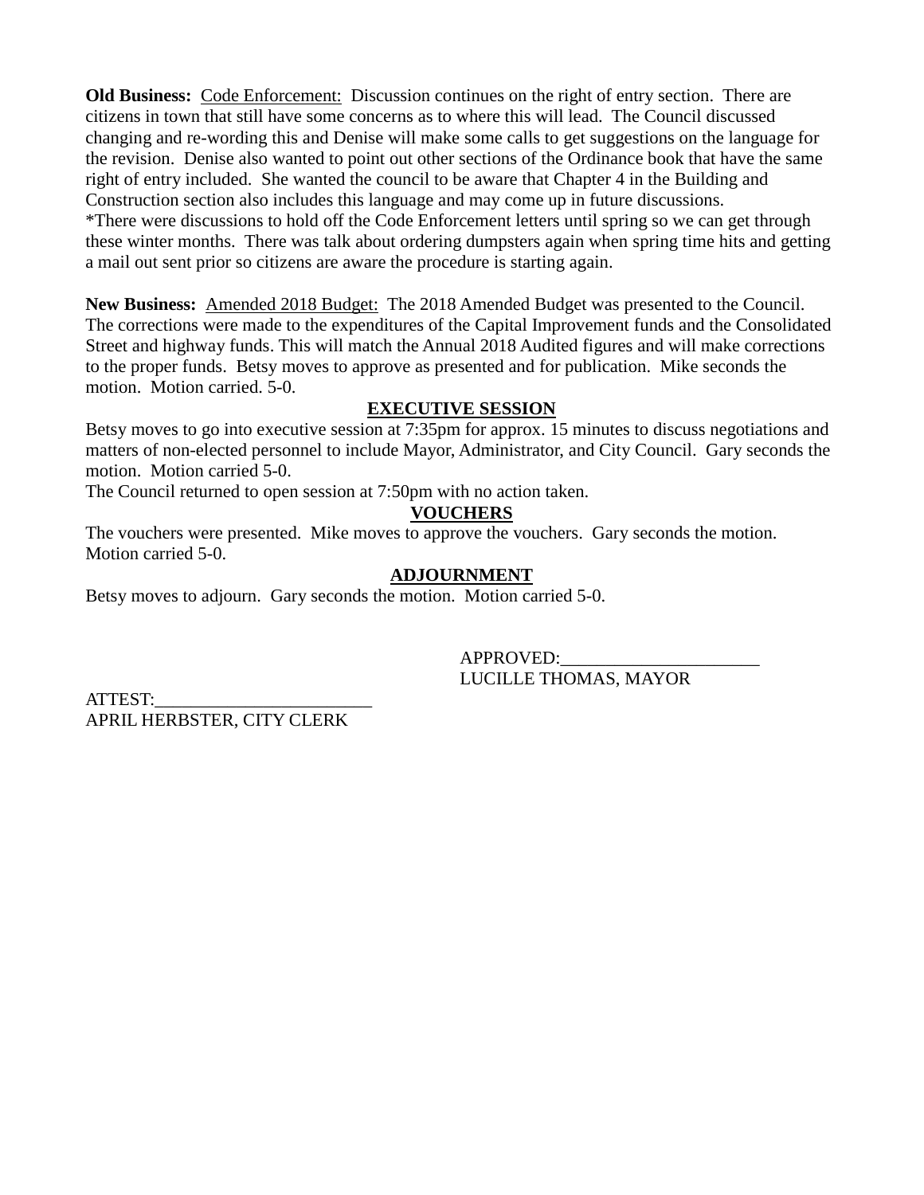**Old Business:** Code Enforcement: Discussion continues on the right of entry section. There are citizens in town that still have some concerns as to where this will lead. The Council discussed changing and re-wording this and Denise will make some calls to get suggestions on the language for the revision. Denise also wanted to point out other sections of the Ordinance book that have the same right of entry included. She wanted the council to be aware that Chapter 4 in the Building and Construction section also includes this language and may come up in future discussions.
*There were discussions to hold off the Code Enforcement letters until spring so we can get through these winter months. There was talk about ordering dumpsters again when spring time hits and getting a mail out sent prior so citizens are aware the procedure is starting again.

**New Business:** Amended 2018 Budget: The 2018 Amended Budget was presented to the Council. The corrections were made to the expenditures of the Capital Improvement funds and the Consolidated Street and highway funds. This will match the Annual 2018 Audited figures and will make corrections to the proper funds. Betsy moves to approve as presented and for publication. Mike seconds the motion. Motion carried. 5-0.

## EXECUTIVE SESSION

Betsy moves to go into executive session at 7:35pm for approx. 15 minutes to discuss negotiations and matters of non-elected personnel to include Mayor, Administrator, and City Council. Gary seconds the motion. Motion carried 5-0.
The Council returned to open session at 7:50pm with no action taken.

## VOUCHERS

The vouchers were presented. Mike moves to approve the vouchers. Gary seconds the motion. Motion carried 5-0.

## ADJOURNMENT

Betsy moves to adjourn. Gary seconds the motion. Motion carried 5-0.

APPROVED:______________________
LUCILLE THOMAS, MAYOR

ATTEST:________________________
APRIL HERBSTER, CITY CLERK